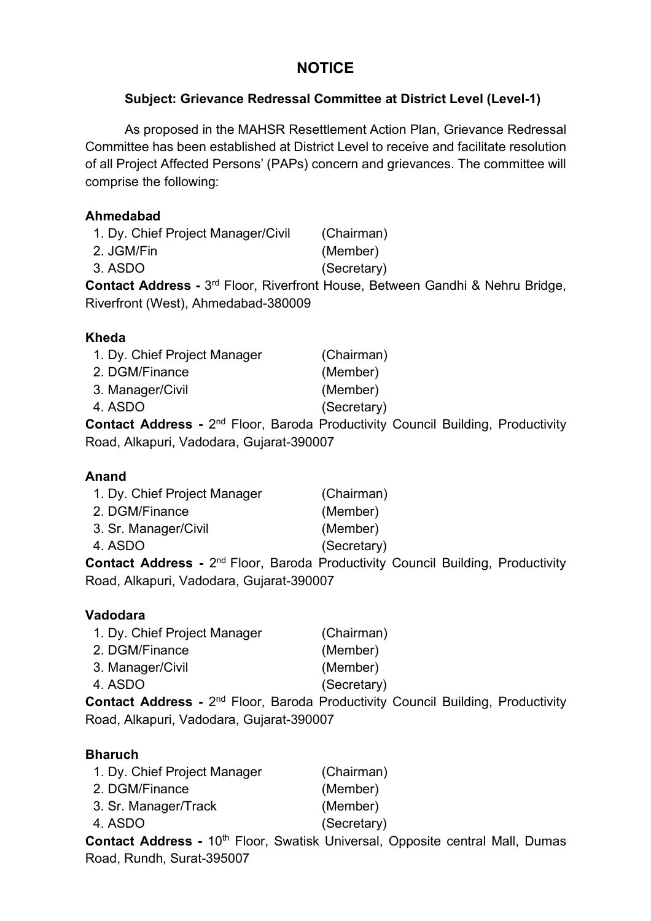# NOTICE

**Subject: Grievance Redressal Committee at District Level (Level-1)**

As proposed in the MAHSR Resettlement Action Plan, Grievance Redressal Committee has been established at District Level to receive and facilitate resolution of all Project Affected Persons' (PAPs) concern and grievances. The committee will comprise the following:

**Ahmedabad**

1. Dy. Chief Project Manager/Civil (Chairman)
2. JGM/Fin (Member)
3. ASDO (Secretary)

**Contact Address -** 3rd Floor, Riverfront House, Between Gandhi & Nehru Bridge, Riverfront (West), Ahmedabad-380009

**Kheda**

1. Dy. Chief Project Manager (Chairman)
2. DGM/Finance (Member)
3. Manager/Civil (Member)
4. ASDO (Secretary)

**Contact Address -** 2nd Floor, Baroda Productivity Council Building, Productivity Road, Alkapuri, Vadodara, Gujarat-390007

**Anand**

1. Dy. Chief Project Manager (Chairman)
2. DGM/Finance (Member)
3. Sr. Manager/Civil (Member)
4. ASDO (Secretary)

**Contact Address -** 2nd Floor, Baroda Productivity Council Building, Productivity Road, Alkapuri, Vadodara, Gujarat-390007

**Vadodara**

1. Dy. Chief Project Manager (Chairman)
2. DGM/Finance (Member)
3. Manager/Civil (Member)
4. ASDO (Secretary)

**Contact Address -** 2nd Floor, Baroda Productivity Council Building, Productivity Road, Alkapuri, Vadodara, Gujarat-390007

**Bharuch**

1. Dy. Chief Project Manager (Chairman)
2. DGM/Finance (Member)
3. Sr. Manager/Track (Member)
4. ASDO (Secretary)

**Contact Address -** 10th Floor, Swatisk Universal, Opposite central Mall, Dumas Road, Rundh, Surat-395007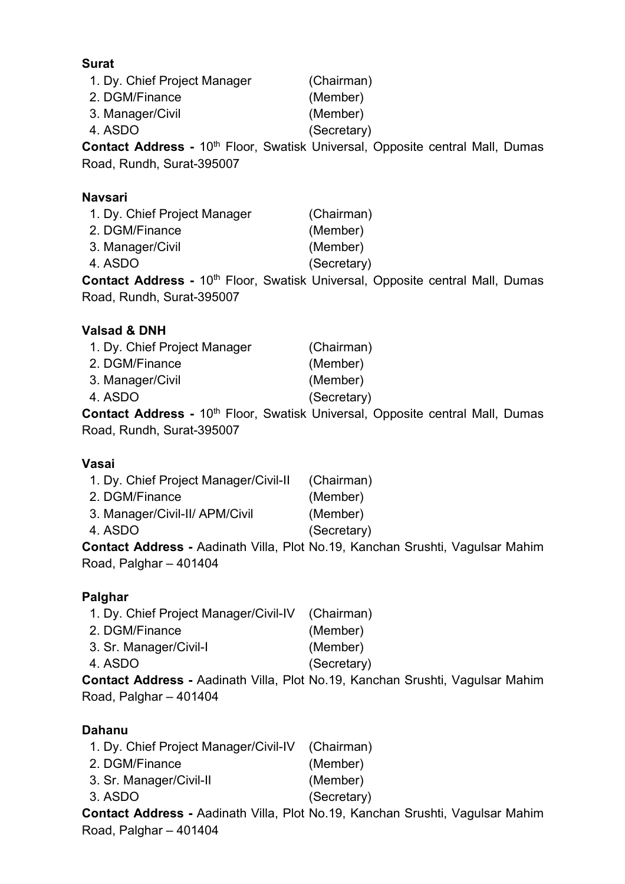**Surat**

1. Dy. Chief Project Manager (Chairman)
2. DGM/Finance (Member)
3. Manager/Civil (Member)
4. ASDO (Secretary)

**Contact Address -** 10th Floor, Swatisk Universal, Opposite central Mall, Dumas Road, Rundh, Surat-395007

**Navsari**

1. Dy. Chief Project Manager (Chairman)
2. DGM/Finance (Member)
3. Manager/Civil (Member)
4. ASDO (Secretary)

**Contact Address -** 10th Floor, Swatisk Universal, Opposite central Mall, Dumas Road, Rundh, Surat-395007

**Valsad & DNH**

1. Dy. Chief Project Manager (Chairman)
2. DGM/Finance (Member)
3. Manager/Civil (Member)
4. ASDO (Secretary)

**Contact Address -** 10th Floor, Swatisk Universal, Opposite central Mall, Dumas Road, Rundh, Surat-395007

**Vasai**

1. Dy. Chief Project Manager/Civil-II (Chairman)
2. DGM/Finance (Member)
3. Manager/Civil-II/ APM/Civil (Member)
4. ASDO (Secretary)

**Contact Address -** Aadinath Villa, Plot No.19, Kanchan Srushti, Vagulsar Mahim Road, Palghar – 401404

**Palghar**

1. Dy. Chief Project Manager/Civil-IV (Chairman)
2. DGM/Finance (Member)
3. Sr. Manager/Civil-I (Member)
4. ASDO (Secretary)

**Contact Address -** Aadinath Villa, Plot No.19, Kanchan Srushti, Vagulsar Mahim Road, Palghar – 401404

**Dahanu**

1. Dy. Chief Project Manager/Civil-IV (Chairman)
2. DGM/Finance (Member)
3. Sr. Manager/Civil-II (Member)
3. ASDO (Secretary)

**Contact Address -** Aadinath Villa, Plot No.19, Kanchan Srushti, Vagulsar Mahim Road, Palghar – 401404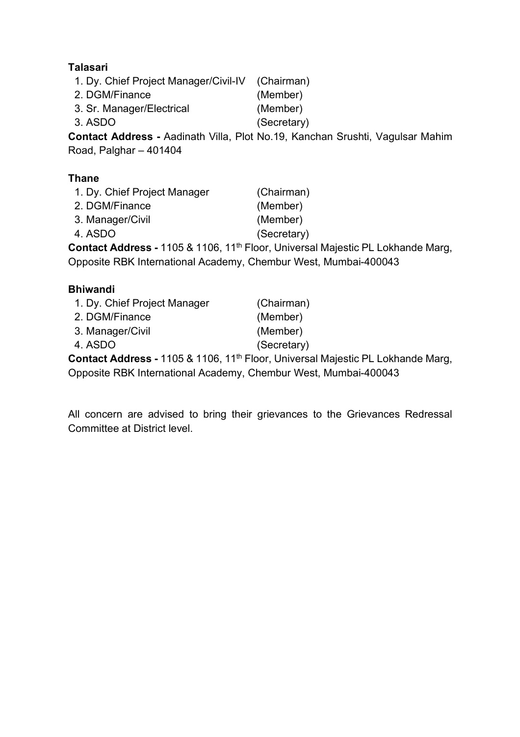**Talasari**

1. Dy. Chief Project Manager/Civil-IV (Chairman)
2. DGM/Finance (Member)
3. Sr. Manager/Electrical (Member)
3. ASDO (Secretary)

**Contact Address -** Aadinath Villa, Plot No.19, Kanchan Srushti, Vagulsar Mahim Road, Palghar – 401404

**Thane**

1. Dy. Chief Project Manager (Chairman)
2. DGM/Finance (Member)
3. Manager/Civil (Member)
4. ASDO (Secretary)

**Contact Address -** 1105 & 1106, 11th Floor, Universal Majestic PL Lokhande Marg, Opposite RBK International Academy, Chembur West, Mumbai-400043

**Bhiwandi**

1. Dy. Chief Project Manager (Chairman)
2. DGM/Finance (Member)
3. Manager/Civil (Member)
4. ASDO (Secretary)

**Contact Address -** 1105 & 1106, 11th Floor, Universal Majestic PL Lokhande Marg, Opposite RBK International Academy, Chembur West, Mumbai-400043

All concern are advised to bring their grievances to the Grievances Redressal Committee at District level.